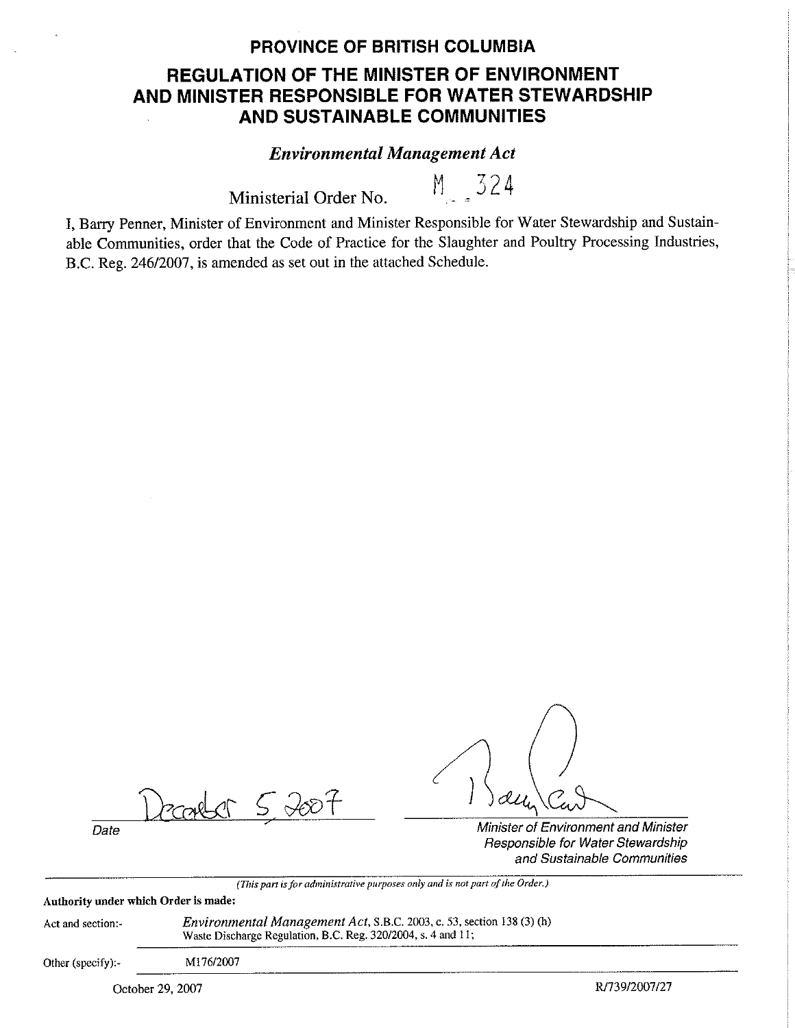# PROVINCE OF BRITISH COLUMBIA

## REGULATION OF THE MINISTER OF ENVIRONMENT AND MINISTER RESPONSIBLE FOR WATER STEWARDSHIP AND SUSTAINABLE COMMUNITIES

### *Environmental Management Act*

Ministerial Order No. M 324

I, Barry Penner, Minister of Environment and Minister Responsible for Water Stewardship and Sustainable Communities, order that the Code of Practice for the Slaughter and Poultry Processing Industries, B.C. Reg. 246/2007, is amended as set out in the attached Schedule.

December 5, 2007

Date

Minister of Environment and Minister Responsible for Water Stewardship and Sustainable Communities

*(This part is for administrative purposes only and is not part of the Order.)*

**Authority under which Order is made:**

Act and section:- *Environmental Management Act*, S.B.C. 2003, c. 53, section 138 (3) (h)
Waste Discharge Regulation, B.C. Reg. 320/2004, s. 4 and 11;

Other (specify):- M176/2007

October 29, 2007

R/739/2007/27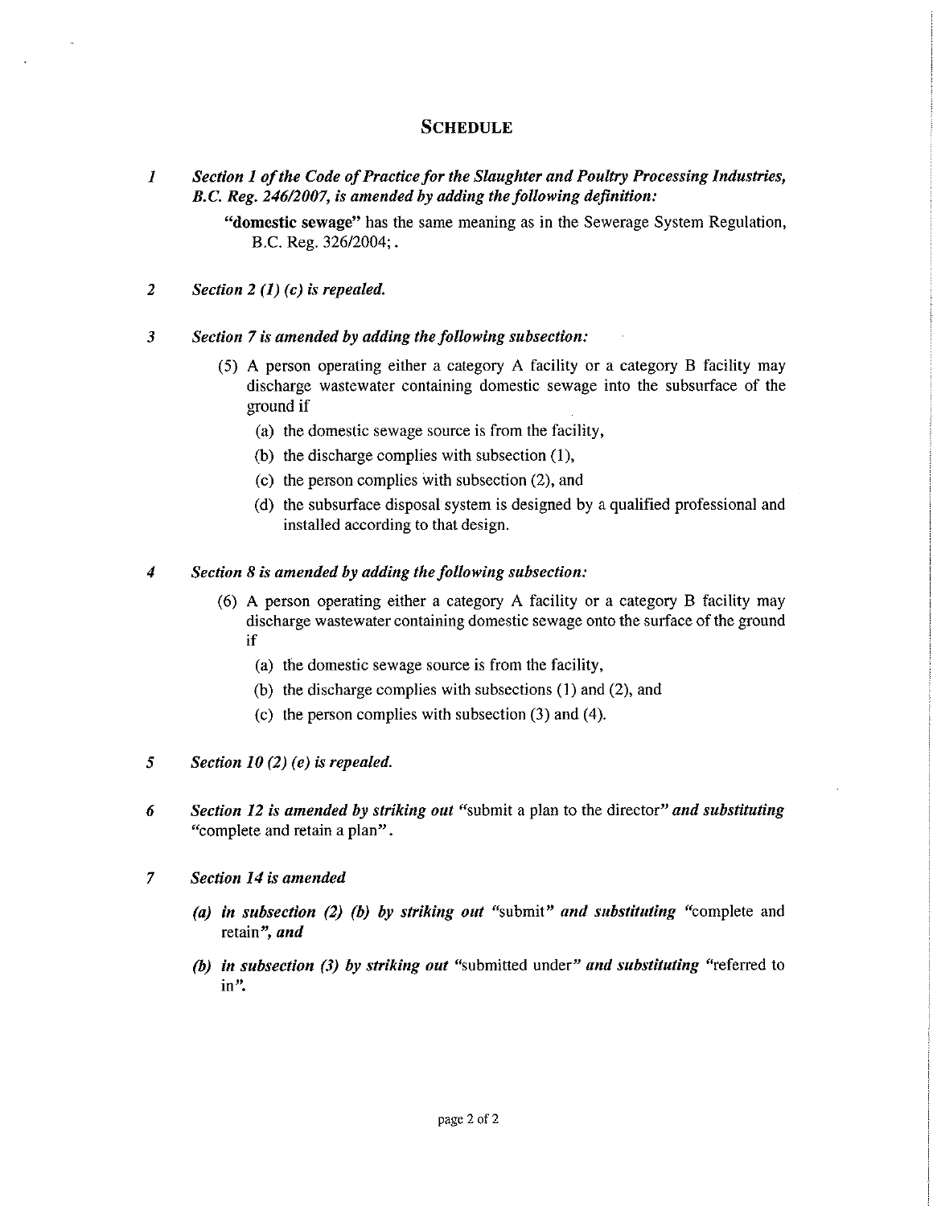# Schedule

1 ***Section 1 of the Code of Practice for the Slaughter and Poultry Processing Industries, B.C. Reg. 246/2007, is amended by adding the following definition:***

> **"domestic sewage"** has the same meaning as in the Sewerage System Regulation, B.C. Reg. 326/2004;.

2 ***Section 2 (1) (c) is repealed.***

3 ***Section 7 is amended by adding the following subsection:***

> (5) A person operating either a category A facility or a category B facility may discharge wastewater containing domestic sewage into the subsurface of the ground if
>
> (a) the domestic sewage source is from the facility,
>
> (b) the discharge complies with subsection (1),
>
> (c) the person complies with subsection (2), and
>
> (d) the subsurface disposal system is designed by a qualified professional and installed according to that design.

4 ***Section 8 is amended by adding the following subsection:***

> (6) A person operating either a category A facility or a category B facility may discharge wastewater containing domestic sewage onto the surface of the ground if
>
> (a) the domestic sewage source is from the facility,
>
> (b) the discharge complies with subsections (1) and (2), and
>
> (c) the person complies with subsection (3) and (4).

5 ***Section 10 (2) (e) is repealed.***

6 ***Section 12 is amended by striking out*** "submit a plan to the director" ***and substituting*** "complete and retain a plan".

7 ***Section 14 is amended***

***(a) in subsection (2) (b) by striking out*** "submit" ***and substituting*** "complete and retain", ***and***

***(b) in subsection (3) by striking out*** "submitted under" ***and substituting*** "referred to in".